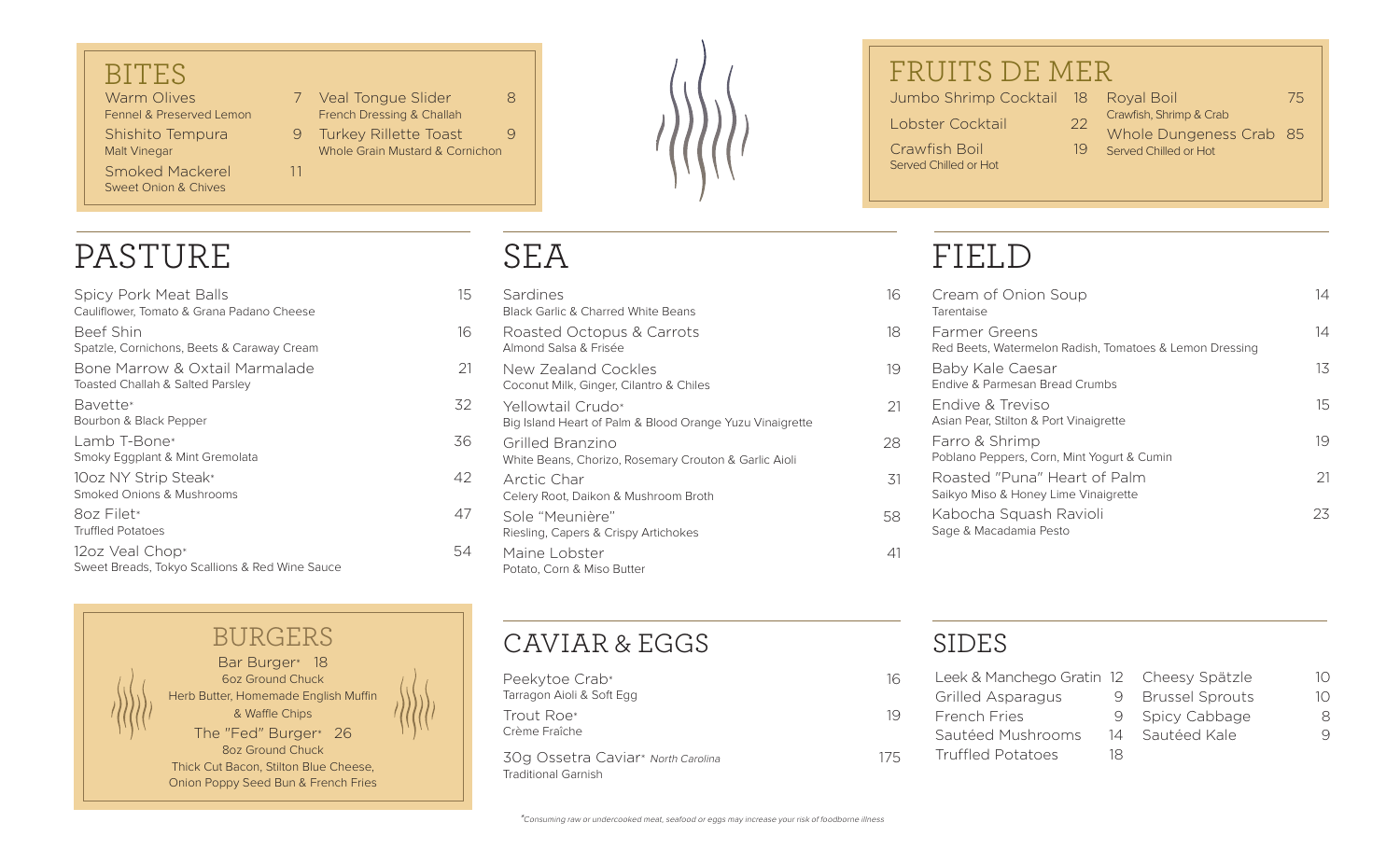## BITES

- Warm Olives — 7
  Fennel & Preserved Lemon
- Shishito Tempura — 9
  Malt Vinegar
- Smoked Mackerel — 11
  Sweet Onion & Chives
- Veal Tongue Slider — 8
  French Dressing & Challah
- Turkey Rillette Toast — 9
  Whole Grain Mustard & Cornichon

## FRUITS DE MER

- Jumbo Shrimp Cocktail — 18
- Lobster Cocktail — 22
- Crawfish Boil — 19
  Served Chilled or Hot
- Royal Boil — 75
  Crawfish, Shrimp & Crab
- Whole Dungeness Crab — 85
  Served Chilled or Hot

## PASTURE

- Spicy Pork Meat Balls — 15
  Cauliflower, Tomato & Grana Padano Cheese
- Beef Shin — 16
  Spatzle, Cornichons, Beets & Caraway Cream
- Bone Marrow & Oxtail Marmalade — 21
  Toasted Challah & Salted Parsley
- Bavette* — 32
  Bourbon & Black Pepper
- Lamb T-Bone* — 36
  Smoky Eggplant & Mint Gremolata
- 10oz NY Strip Steak* — 42
  Smoked Onions & Mushrooms
- 8oz Filet* — 47
  Truffled Potatoes
- 12oz Veal Chop* — 54
  Sweet Breads, Tokyo Scallions & Red Wine Sauce

## SEA

- Sardines — 16
  Black Garlic & Charred White Beans
- Roasted Octopus & Carrots — 18
  Almond Salsa & Frisée
- New Zealand Cockles — 19
  Coconut Milk, Ginger, Cilantro & Chiles
- Yellowtail Crudo* — 21
  Big Island Heart of Palm & Blood Orange Yuzu Vinaigrette
- Grilled Branzino — 28
  White Beans, Chorizo, Rosemary Crouton & Garlic Aioli
- Arctic Char — 31
  Celery Root, Daikon & Mushroom Broth
- Sole "Meunière" — 58
  Riesling, Capers & Crispy Artichokes
- Maine Lobster — 41
  Potato, Corn & Miso Butter

## FIELD

- Cream of Onion Soup — 14
  Tarentaise
- Farmer Greens — 14
  Red Beets, Watermelon Radish, Tomatoes & Lemon Dressing
- Baby Kale Caesar — 13
  Endive & Parmesan Bread Crumbs
- Endive & Treviso — 15
  Asian Pear, Stilton & Port Vinaigrette
- Farro & Shrimp — 19
  Poblano Peppers, Corn, Mint Yogurt & Cumin
- Roasted "Puna" Heart of Palm — 21
  Saikyo Miso & Honey Lime Vinaigrette
- Kabocha Squash Ravioli — 23
  Sage & Macadamia Pesto

## BURGERS

- Bar Burger* — 18
  6oz Ground Chuck
  Herb Butter, Homemade English Muffin & Waffle Chips
- The "Fed" Burger* — 26
  8oz Ground Chuck
  Thick Cut Bacon, Stilton Blue Cheese, Onion Poppy Seed Bun & French Fries

## CAVIAR & EGGS

- Peekytoe Crab* — 16
  Tarragon Aioli & Soft Egg
- Trout Roe* — 19
  Crème Fraîche
- 30g Ossetra Caviar* *North Carolina* — 175
  Traditional Garnish

## SIDES

- Leek & Manchego Gratin — 12
- Grilled Asparagus — 9
- French Fries — 9
- Sautéed Mushrooms — 14
- Truffled Potatoes — 18
- Cheesy Spätzle — 10
- Brussel Sprouts — 10
- Spicy Cabbage — 8
- Sautéed Kale — 9

*Consuming raw or undercooked meat, seafood or eggs may increase your risk of foodborne illness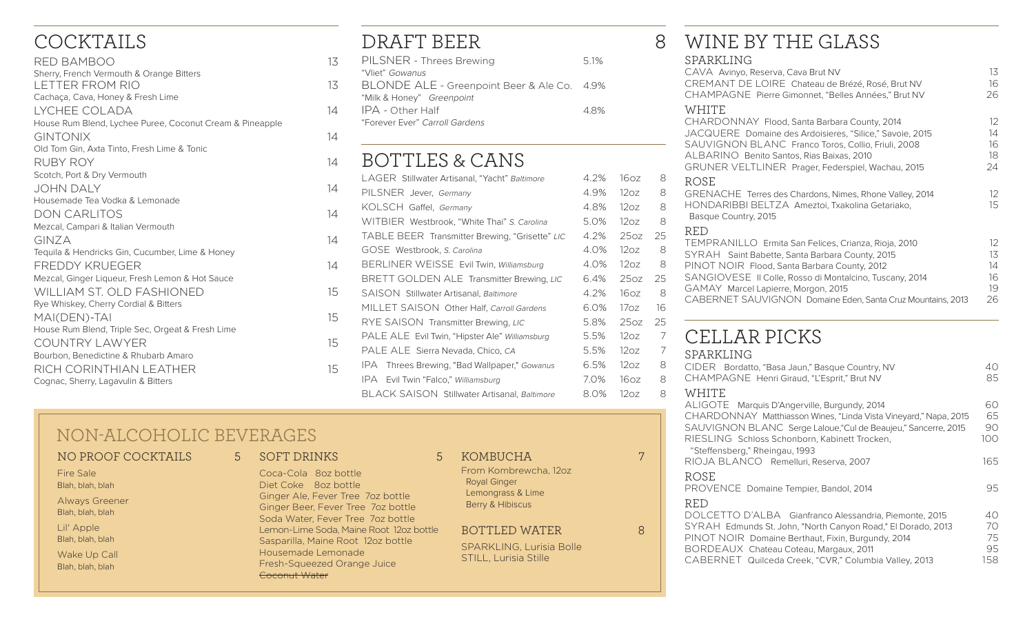## COCKTAILS

| Cocktail | Price |
|---|---|
| RED BAMBOO<br>Sherry, French Vermouth & Orange Bitters | 13 |
| LETTER FROM RIO<br>Cachaça, Cava, Honey & Fresh Lime | 13 |
| LYCHEE COLADA<br>House Rum Blend, Lychee Puree, Coconut Cream & Pineapple | 14 |
| GINTONIX<br>Old Tom Gin, Axta Tinto, Fresh Lime & Tonic | 14 |
| RUBY ROY<br>Scotch, Port & Dry Vermouth | 14 |
| JOHN DALY<br>Housemade Tea Vodka & Lemonade | 14 |
| DON CARLITOS<br>Mezcal, Campari & Italian Vermouth | 14 |
| GINZA<br>Tequila & Hendricks Gin, Cucumber, Lime & Honey | 14 |
| FREDDY KRUEGER<br>Mezcal, Ginger Liqueur, Fresh Lemon & Hot Sauce | 14 |
| WILLIAM ST. OLD FASHIONED<br>Rye Whiskey, Cherry Cordial & Bitters | 15 |
| MAI(DEN)-TAI<br>House Rum Blend, Triple Sec, Orgeat & Fresh Lime | 15 |
| COUNTRY LAWYER<br>Bourbon, Benedictine & Rhubarb Amaro | 15 |
| RICH CORINTHIAN LEATHER<br>Cognac, Sherry, Lagavulin & Bitters | 15 |

## DRAFT BEER — 8

| Beer | ABV |
|---|---|
| PILSNER - Threes Brewing<br>"Vliet" *Gowanus* | 5.1% |
| BLONDE ALE - Greenpoint Beer & Ale Co.<br>"Milk & Honey" *Greenpoint* | 4.9% |
| IPA - Other Half<br>"Forever Ever" *Carroll Gardens* | 4.8% |

## BOTTLES & CANS

| Beer | ABV | Size | Price |
|---|---|---|---|
| LAGER Stillwater Artisanal, "Yacht" *Baltimore* | 4.2% | 16oz | 8 |
| PILSNER Jever, *Germany* | 4.9% | 12oz | 8 |
| KOLSCH Gaffel, *Germany* | 4.8% | 12oz | 8 |
| WITBIER Westbrook, "White Thai" *S. Carolina* | 5.0% | 12oz | 8 |
| TABLE BEER Transmitter Brewing, "Grisette" *LIC* | 4.2% | 25oz | 25 |
| GOSE Westbrook, *S. Carolina* | 4.0% | 12oz | 8 |
| BERLINER WEISSE Evil Twin, *Williamsburg* | 4.0% | 12oz | 8 |
| BRETT GOLDEN ALE Transmitter Brewing, *LIC* | 6.4% | 25oz | 25 |
| SAISON Stillwater Artisanal, *Baltimore* | 4.2% | 16oz | 8 |
| MILLET SAISON Other Half, *Carroll Gardens* | 6.0% | 17oz | 16 |
| RYE SAISON Transmitter Brewing, *LIC* | 5.8% | 25oz | 25 |
| PALE ALE Evil Twin, "Hipster Ale" *Williamsburg* | 5.5% | 12oz | 7 |
| PALE ALE Sierra Nevada, Chico, *CA* | 5.5% | 12oz | 7 |
| IPA Threes Brewing, "Bad Wallpaper," *Gowanus* | 6.5% | 12oz | 8 |
| IPA Evil Twin "Falco," *Williamsburg* | 7.0% | 16oz | 8 |
| BLACK SAISON Stillwater Artisanal, *Baltimore* | 8.0% | 12oz | 8 |

## WINE BY THE GLASS

### SPARKLING

| Wine | Price |
|---|---|
| CAVA Avinyo, Reserva, Cava Brut NV | 13 |
| CREMANT DE LOIRE Chateau de Brézé, Rosé, Brut NV | 16 |
| CHAMPAGNE Pierre Gimonnet, "Belles Années," Brut NV | 26 |

### WHITE

| Wine | Price |
|---|---|
| CHARDONNAY Flood, Santa Barbara County, 2014 | 12 |
| JACQUERE Domaine des Ardoisieres, "Silice," Savoie, 2015 | 14 |
| SAUVIGNON BLANC Franco Toros, Collio, Friuli, 2008 | 16 |
| ALBARINO Benito Santos, Rias Baixas, 2010 | 18 |
| GRUNER VELTLINER Prager, Federspiel, Wachau, 2015 | 24 |

### ROSE

| Wine | Price |
|---|---|
| GRENACHE Terres des Chardons, Nimes, Rhone Valley, 2014 | 12 |
| HONDARIBBI BELTZA Ameztoi, Txakolina Getariako, Basque Country, 2015 | 15 |

### RED

| Wine | Price |
|---|---|
| TEMPRANILLO Ermita San Felices, Crianza, Rioja, 2010 | 12 |
| SYRAH Saint Babette, Santa Barbara County, 2015 | 13 |
| PINOT NOIR Flood, Santa Barbara County, 2012 | 14 |
| SANGIOVESE Il Colle, Rosso di Montalcino, Tuscany, 2014 | 16 |
| GAMAY Marcel Lapierre, Morgon, 2015 | 19 |
| CABERNET SAUVIGNON Domaine Eden, Santa Cruz Mountains, 2013 | 26 |

## CELLAR PICKS

### SPARKLING

| Wine | Price |
|---|---|
| CIDER Bordatto, "Basa Jaun," Basque Country, NV | 40 |
| CHAMPAGNE Henri Giraud, "L'Esprit," Brut NV | 85 |

### WHITE

| Wine | Price |
|---|---|
| ALIGOTE Marquis D'Angerville, Burgundy, 2014 | 60 |
| CHARDONNAY Matthiasson Wines, "Linda Vista Vineyard," Napa, 2015 | 65 |
| SAUVIGNON BLANC Serge Laloue,"Cul de Beaujeu," Sancerre, 2015 | 90 |
| RIESLING Schloss Schonborn, Kabinett Trocken, "Steffensberg," Rheingau, 1993 | 100 |
| RIOJA BLANCO Remelluri, Reserva, 2007 | 165 |

### ROSE

| Wine | Price |
|---|---|
| PROVENCE Domaine Tempier, Bandol, 2014 | 95 |

### RED

| Wine | Price |
|---|---|
| DOLCETTO D'ALBA Gianfranco Alessandria, Piemonte, 2015 | 40 |
| SYRAH Edmunds St. John, "North Canyon Road," El Dorado, 2013 | 70 |
| PINOT NOIR Domaine Berthaut, Fixin, Burgundy, 2014 | 75 |
| BORDEAUX Chateau Coteau, Margaux, 2011 | 95 |
| CABERNET Quilceda Creek, "CVR," Columbia Valley, 2013 | 158 |

## NON-ALCOHOLIC BEVERAGES

### NO PROOF COCKTAILS — 5

- Fire Sale
  Blah, blah, blah
- Always Greener
  Blah, blah, blah
- Lil' Apple
  Blah, blah, blah
- Wake Up Call
  Blah, blah, blah

### SOFT DRINKS — 5

- Coca-Cola 8oz bottle
- Diet Coke 8oz bottle
- Ginger Ale, Fever Tree 7oz bottle
- Ginger Beer, Fever Tree 7oz bottle
- Soda Water, Fever Tree 7oz bottle
- Lemon-Lime Soda, Maine Root 12oz bottle
- Sasparilla, Maine Root 12oz bottle
- Housemade Lemonade
- Fresh-Squeezed Orange Juice
- ~~Coconut Water~~

### KOMBUCHA — 7

From Kombrewcha, 12oz
- Royal Ginger
- Lemongrass & Lime
- Berry & Hibiscus

### BOTTLED WATER — 8

- SPARKLING, Lurisia Bolle
- STILL, Lurisia Stille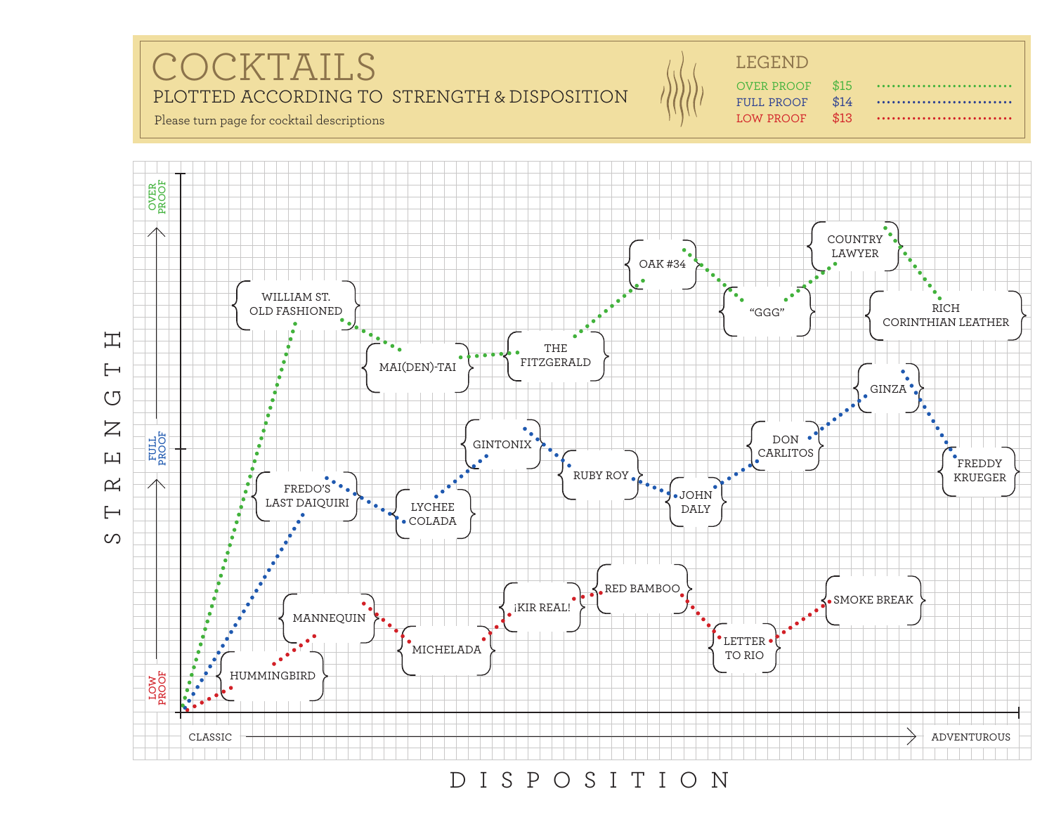# COCKTAILS

## PLOTTED ACCORDING TO STRENGTH & DISPOSITION

Please turn page for cocktail descriptions

**LEGEND**

| | | |
|---|---|---|
| OVER PROOF | $15 | green dotted line |
| FULL PROOF | $14 | blue dotted line |
| LOW PROOF | $13 | red dotted line |

STRENGTH (LOW PROOF → FULL PROOF → OVER PROOF)

DISPOSITION (CLASSIC → ADVENTUROUS)

**Over Proof:** WILLIAM ST. OLD FASHIONED, MAI(DEN)-TAI, THE FITZGERALD, OAK #34, "GGG", COUNTRY LAWYER, RICH CORINTHIAN LEATHER

**Full Proof:** FREDO'S LAST DAIQUIRI, LYCHEE COLADA, GINTONIX, RUBY ROY, JOHN DALY, DON CARLITOS, GINZA, FREDDY KRUEGER

**Low Proof:** HUMMINGBIRD, MANNEQUIN, MICHELADA, ¡KIR REAL!, RED BAMBOO, LETTER TO RIO, SMOKE BREAK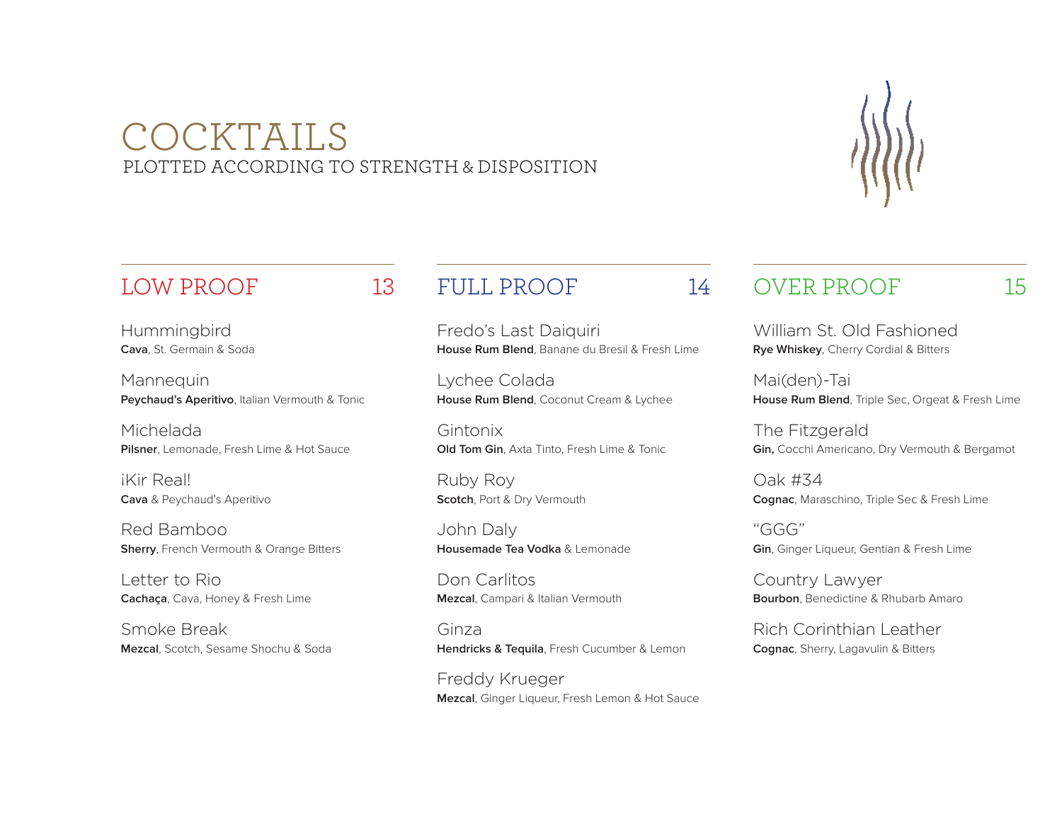# COCKTAILS

PLOTTED ACCORDING TO STRENGTH & DISPOSITION

## LOW PROOF 13

Hummingbird
**Cava**, St. Germain & Soda

Mannequin
**Peychaud's Aperitivo**, Italian Vermouth & Tonic

Michelada
**Pilsner**, Lemonade, Fresh Lime & Hot Sauce

¡Kir Real!
**Cava** & Peychaud's Aperitivo

Red Bamboo
**Sherry**, French Vermouth & Orange Bitters

Letter to Rio
**Cachaça**, Cava, Honey & Fresh Lime

Smoke Break
**Mezcal**, Scotch, Sesame Shochu & Soda

## FULL PROOF 14

Fredo's Last Daiquiri
**House Rum Blend**, Banane du Bresil & Fresh Lime

Lychee Colada
**House Rum Blend**, Coconut Cream & Lychee

Gintonix
**Old Tom Gin**, Axta Tinto, Fresh Lime & Tonic

Ruby Roy
**Scotch**, Port & Dry Vermouth

John Daly
**Housemade Tea Vodka** & Lemonade

Don Carlitos
**Mezcal**, Campari & Italian Vermouth

Ginza
**Hendricks & Tequila**, Fresh Cucumber & Lemon

Freddy Krueger
**Mezcal**, Ginger Liqueur, Fresh Lemon & Hot Sauce

## OVER PROOF 15

William St. Old Fashioned
**Rye Whiskey**, Cherry Cordial & Bitters

Mai(den)-Tai
**House Rum Blend**, Triple Sec, Orgeat & Fresh Lime

The Fitzgerald
**Gin,** Cocchi Americano, Dry Vermouth & Bergamot

Oak #34
**Cognac**, Maraschino, Triple Sec & Fresh Lime

"GGG"
**Gin**, Ginger Liqueur, Gentian & Fresh Lime

Country Lawyer
**Bourbon**, Benedictine & Rhubarb Amaro

Rich Corinthian Leather
**Cognac**, Sherry, Lagavulin & Bitters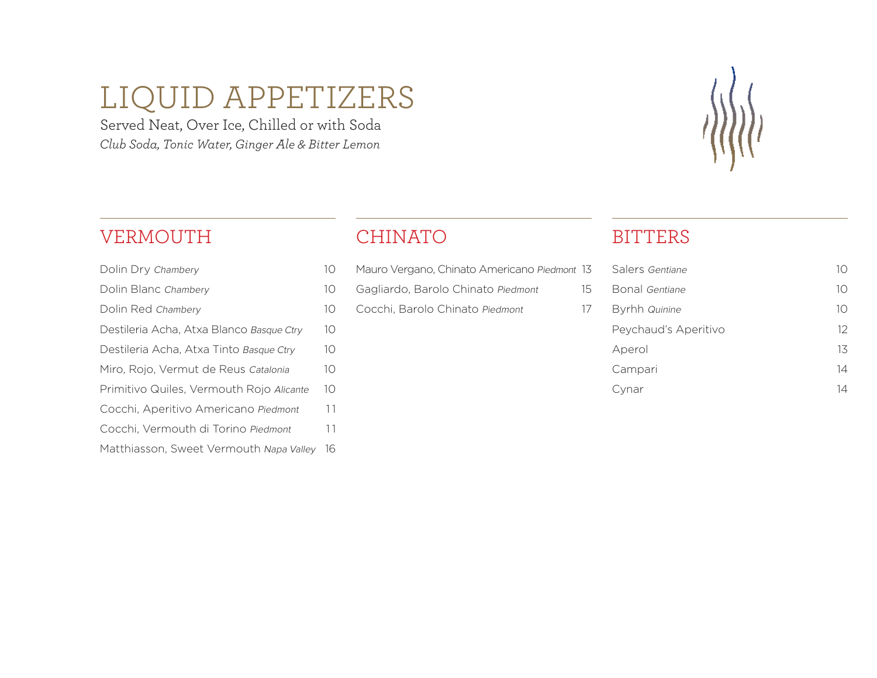# LIQUID APPETIZERS

Served Neat, Over Ice, Chilled or with Soda

*Club Soda, Tonic Water, Ginger Ale & Bitter Lemon*

## VERMOUTH

| Item | Price |
| --- | --- |
| Dolin Dry *Chambery* | 10 |
| Dolin Blanc *Chambery* | 10 |
| Dolin Red *Chambery* | 10 |
| Destileria Acha, Atxa Blanco *Basque Ctry* | 10 |
| Destileria Acha, Atxa Tinto *Basque Ctry* | 10 |
| Miro, Rojo, Vermut de Reus *Catalonia* | 10 |
| Primitivo Quiles, Vermouth Rojo *Alicante* | 10 |
| Cocchi, Aperitivo Americano *Piedmont* | 11 |
| Cocchi, Vermouth di Torino *Piedmont* | 11 |
| Matthiasson, Sweet Vermouth *Napa Valley* | 16 |

## CHINATO

| Item | Price |
| --- | --- |
| Mauro Vergano, Chinato Americano *Piedmont* | 13 |
| Gagliardo, Barolo Chinato *Piedmont* | 15 |
| Cocchi, Barolo Chinato *Piedmont* | 17 |

## BITTERS

| Item | Price |
| --- | --- |
| Salers *Gentiane* | 10 |
| Bonal *Gentiane* | 10 |
| Byrhh *Quinine* | 10 |
| Peychaud's Aperitivo | 12 |
| Aperol | 13 |
| Campari | 14 |
| Cynar | 14 |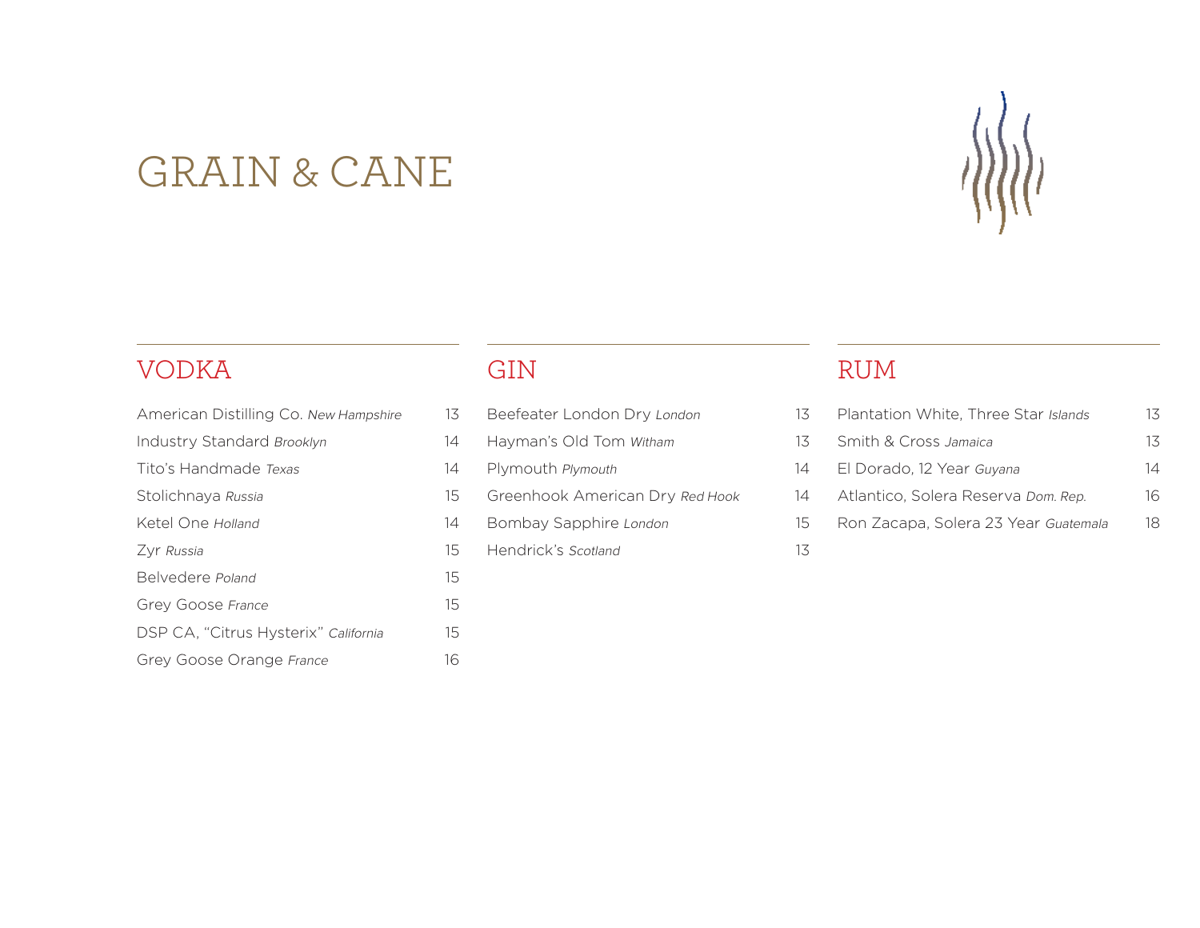# GRAIN & CANE

## VODKA

| Item | Price |
|---|---|
| American Distilling Co. *New Hampshire* | 13 |
| Industry Standard *Brooklyn* | 14 |
| Tito's Handmade *Texas* | 14 |
| Stolichnaya *Russia* | 15 |
| Ketel One *Holland* | 14 |
| Zyr *Russia* | 15 |
| Belvedere *Poland* | 15 |
| Grey Goose *France* | 15 |
| DSP CA, "Citrus Hysterix" *California* | 15 |
| Grey Goose Orange *France* | 16 |

## GIN

| Item | Price |
|---|---|
| Beefeater London Dry *London* | 13 |
| Hayman's Old Tom *Witham* | 13 |
| Plymouth *Plymouth* | 14 |
| Greenhook American Dry *Red Hook* | 14 |
| Bombay Sapphire *London* | 15 |
| Hendrick's *Scotland* | 13 |

## RUM

| Item | Price |
|---|---|
| Plantation White, Three Star *Islands* | 13 |
| Smith & Cross *Jamaica* | 13 |
| El Dorado, 12 Year *Guyana* | 14 |
| Atlantico, Solera Reserva *Dom. Rep.* | 16 |
| Ron Zacapa, Solera 23 Year *Guatemala* | 18 |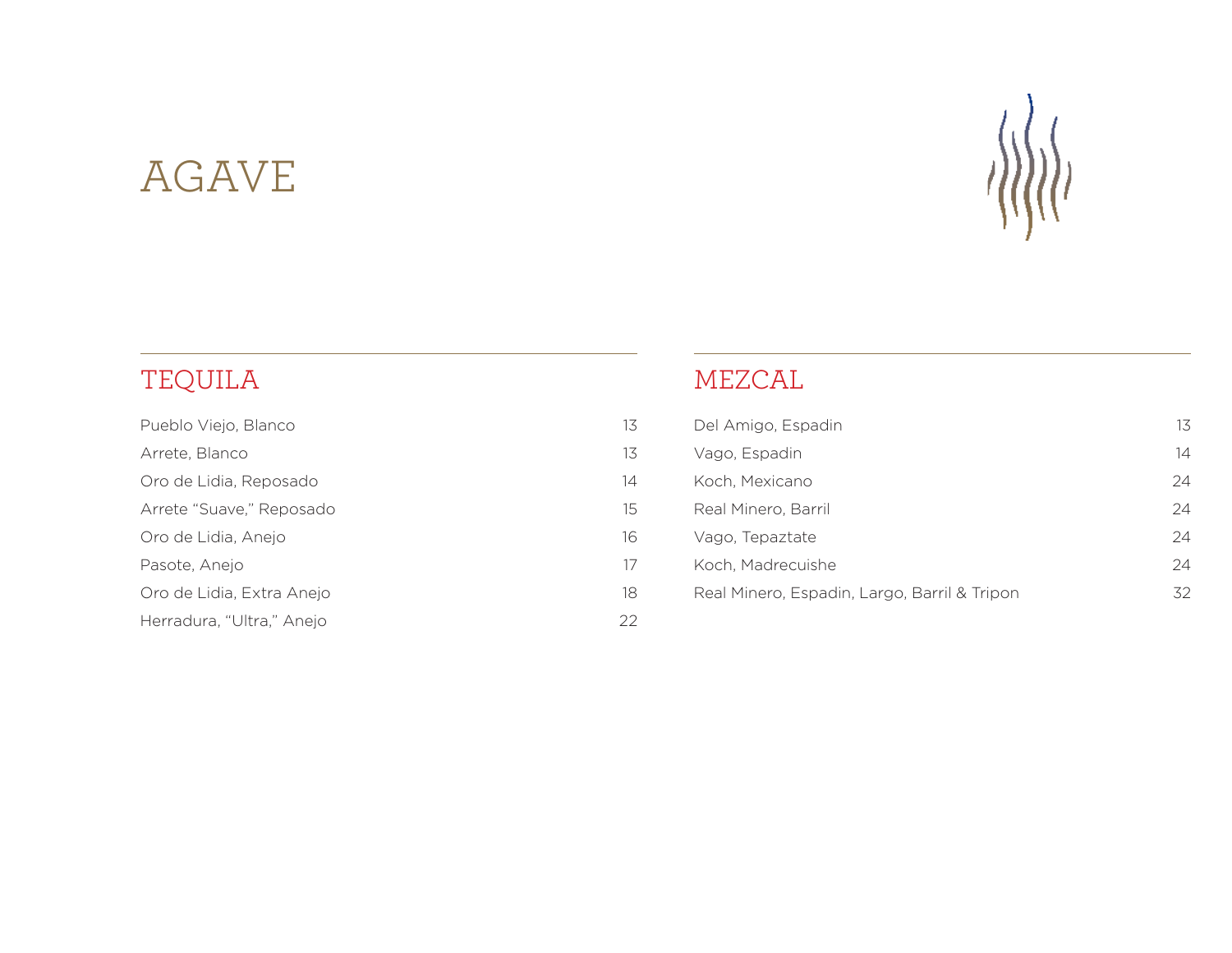# AGAVE

## TEQUILA

| Item | Price |
| --- | --- |
| Pueblo Viejo, Blanco | 13 |
| Arrete, Blanco | 13 |
| Oro de Lidia, Reposado | 14 |
| Arrete "Suave," Reposado | 15 |
| Oro de Lidia, Anejo | 16 |
| Pasote, Anejo | 17 |
| Oro de Lidia, Extra Anejo | 18 |
| Herradura, "Ultra," Anejo | 22 |

## MEZCAL

| Item | Price |
| --- | --- |
| Del Amigo, Espadin | 13 |
| Vago, Espadin | 14 |
| Koch, Mexicano | 24 |
| Real Minero, Barril | 24 |
| Vago, Tepaztate | 24 |
| Koch, Madrecuishe | 24 |
| Real Minero, Espadin, Largo, Barril & Tripon | 32 |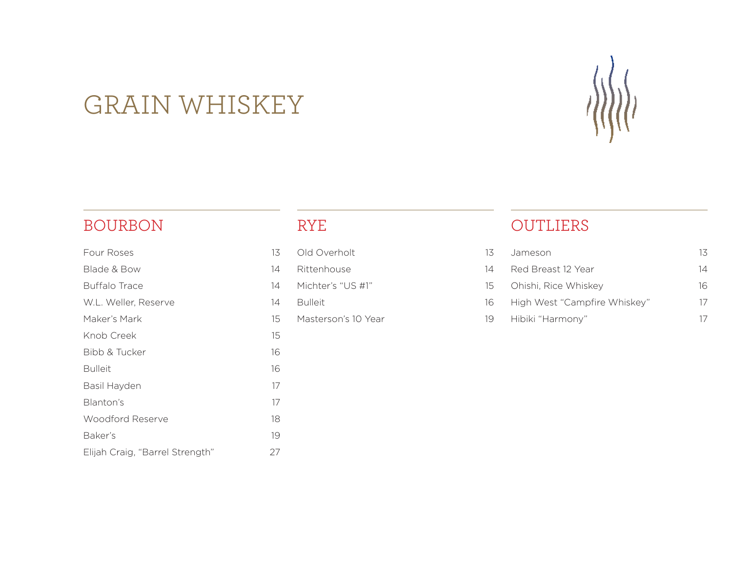# GRAIN WHISKEY

## BOURBON

| Item | Price |
| --- | --- |
| Four Roses | 13 |
| Blade & Bow | 14 |
| Buffalo Trace | 14 |
| W.L. Weller, Reserve | 14 |
| Maker's Mark | 15 |
| Knob Creek | 15 |
| Bibb & Tucker | 16 |
| Bulleit | 16 |
| Basil Hayden | 17 |
| Blanton's | 17 |
| Woodford Reserve | 18 |
| Baker's | 19 |
| Elijah Craig, "Barrel Strength" | 27 |

## RYE

| Item | Price |
| --- | --- |
| Old Overholt | 13 |
| Rittenhouse | 14 |
| Michter's "US #1" | 15 |
| Bulleit | 16 |
| Masterson's 10 Year | 19 |

## OUTLIERS

| Item | Price |
| --- | --- |
| Jameson | 13 |
| Red Breast 12 Year | 14 |
| Ohishi, Rice Whiskey | 16 |
| High West "Campfire Whiskey" | 17 |
| Hibiki "Harmony" | 17 |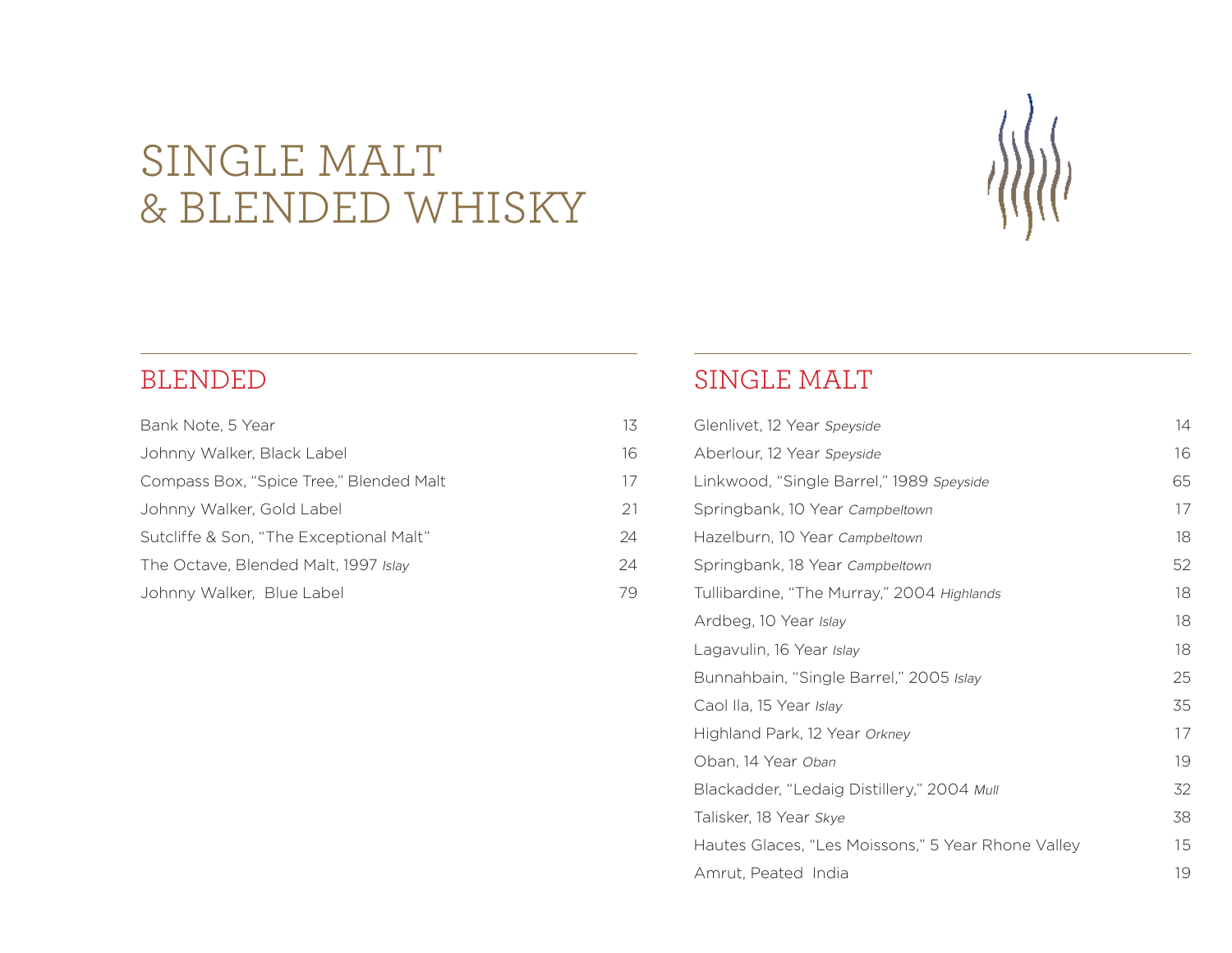# SINGLE MALT & BLENDED WHISKY

## BLENDED

| | |
|---|---|
| Bank Note, 5 Year | 13 |
| Johnny Walker, Black Label | 16 |
| Compass Box, “Spice Tree,” Blended Malt | 17 |
| Johnny Walker, Gold Label | 21 |
| Sutcliffe & Son, “The Exceptional Malt” | 24 |
| The Octave, Blended Malt, 1997 *Islay* | 24 |
| Johnny Walker,  Blue Label | 79 |

## SINGLE MALT

| | |
|---|---|
| Glenlivet, 12 Year *Speyside* | 14 |
| Aberlour, 12 Year *Speyside* | 16 |
| Linkwood, “Single Barrel,” 1989 *Speyside* | 65 |
| Springbank, 10 Year *Campbeltown* | 17 |
| Hazelburn, 10 Year *Campbeltown* | 18 |
| Springbank, 18 Year *Campbeltown* | 52 |
| Tullibardine, “The Murray,” 2004 *Highlands* | 18 |
| Ardbeg, 10 Year *Islay* | 18 |
| Lagavulin, 16 Year *Islay* | 18 |
| Bunnahbain, “Single Barrel,” 2005 *Islay* | 25 |
| Caol Ila, 15 Year *Islay* | 35 |
| Highland Park, 12 Year *Orkney* | 17 |
| Oban, 14 Year *Oban* | 19 |
| Blackadder, “Ledaig Distillery,” 2004 *Mull* | 32 |
| Talisker, 18 Year *Skye* | 38 |
| Hautes Glaces, “Les Moissons,” 5 Year Rhone Valley | 15 |
| Amrut, Peated  India | 19 |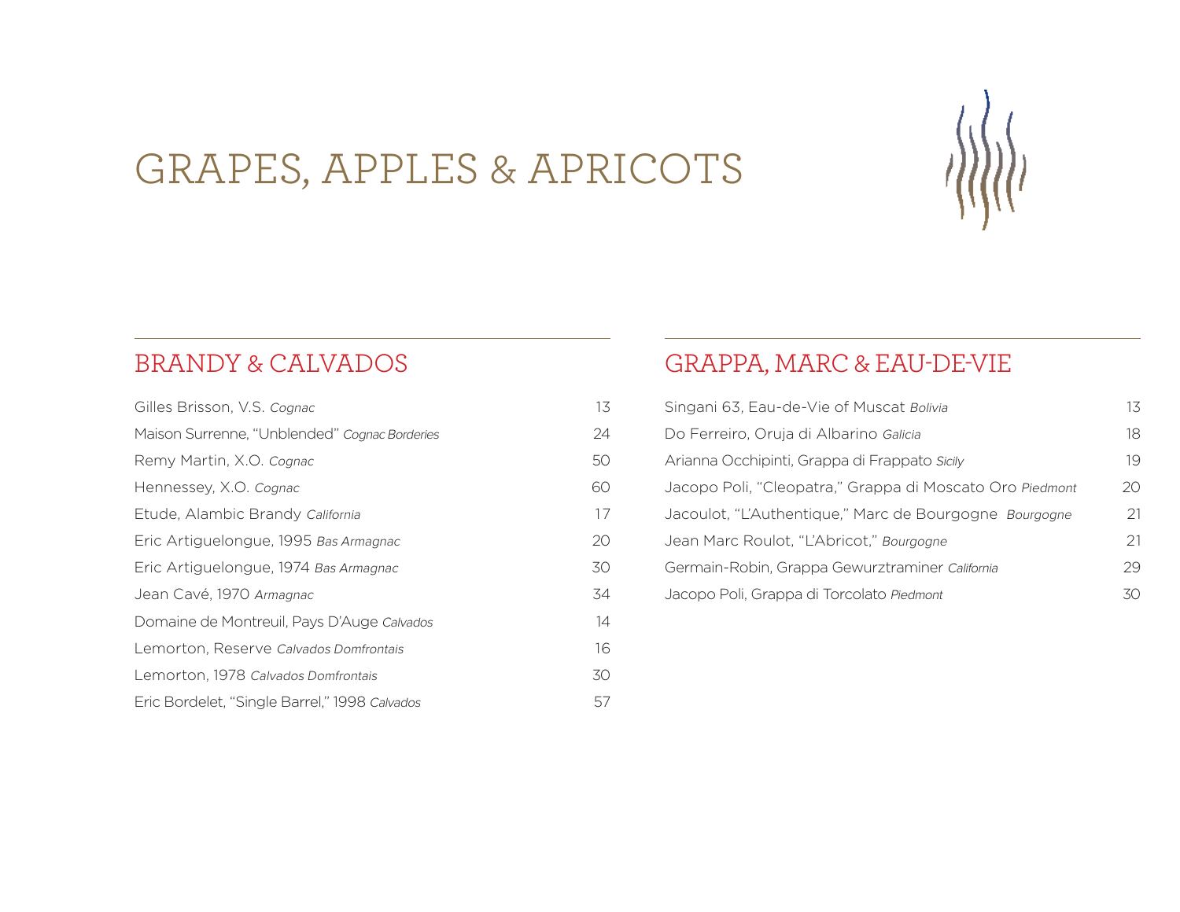# GRAPES, APPLES & APRICOTS

## BRANDY & CALVADOS

| | |
|---|---|
| Gilles Brisson, V.S. *Cognac* | 13 |
| Maison Surrenne, "Unblended" *Cognac Borderies* | 24 |
| Remy Martin, X.O. *Cognac* | 50 |
| Hennessey, X.O. *Cognac* | 60 |
| Etude, Alambic Brandy *California* | 17 |
| Eric Artiguelongue, 1995 *Bas Armagnac* | 20 |
| Eric Artiguelongue, 1974 *Bas Armagnac* | 30 |
| Jean Cavé, 1970 *Armagnac* | 34 |
| Domaine de Montreuil, Pays D'Auge *Calvados* | 14 |
| Lemorton, Reserve *Calvados Domfrontais* | 16 |
| Lemorton, 1978 *Calvados Domfrontais* | 30 |
| Eric Bordelet, "Single Barrel," 1998 *Calvados* | 57 |

## GRAPPA, MARC & EAU-DE-VIE

| | |
|---|---|
| Singani 63, Eau-de-Vie of Muscat *Bolivia* | 13 |
| Do Ferreiro, Oruja di Albarino *Galicia* | 18 |
| Arianna Occhipinti, Grappa di Frappato *Sicily* | 19 |
| Jacopo Poli, "Cleopatra," Grappa di Moscato Oro *Piedmont* | 20 |
| Jacoulot, "L'Authentique," Marc de Bourgogne *Bourgogne* | 21 |
| Jean Marc Roulot, "L'Abricot," *Bourgogne* | 21 |
| Germain-Robin, Grappa Gewurztraminer *California* | 29 |
| Jacopo Poli, Grappa di Torcolato *Piedmont* | 30 |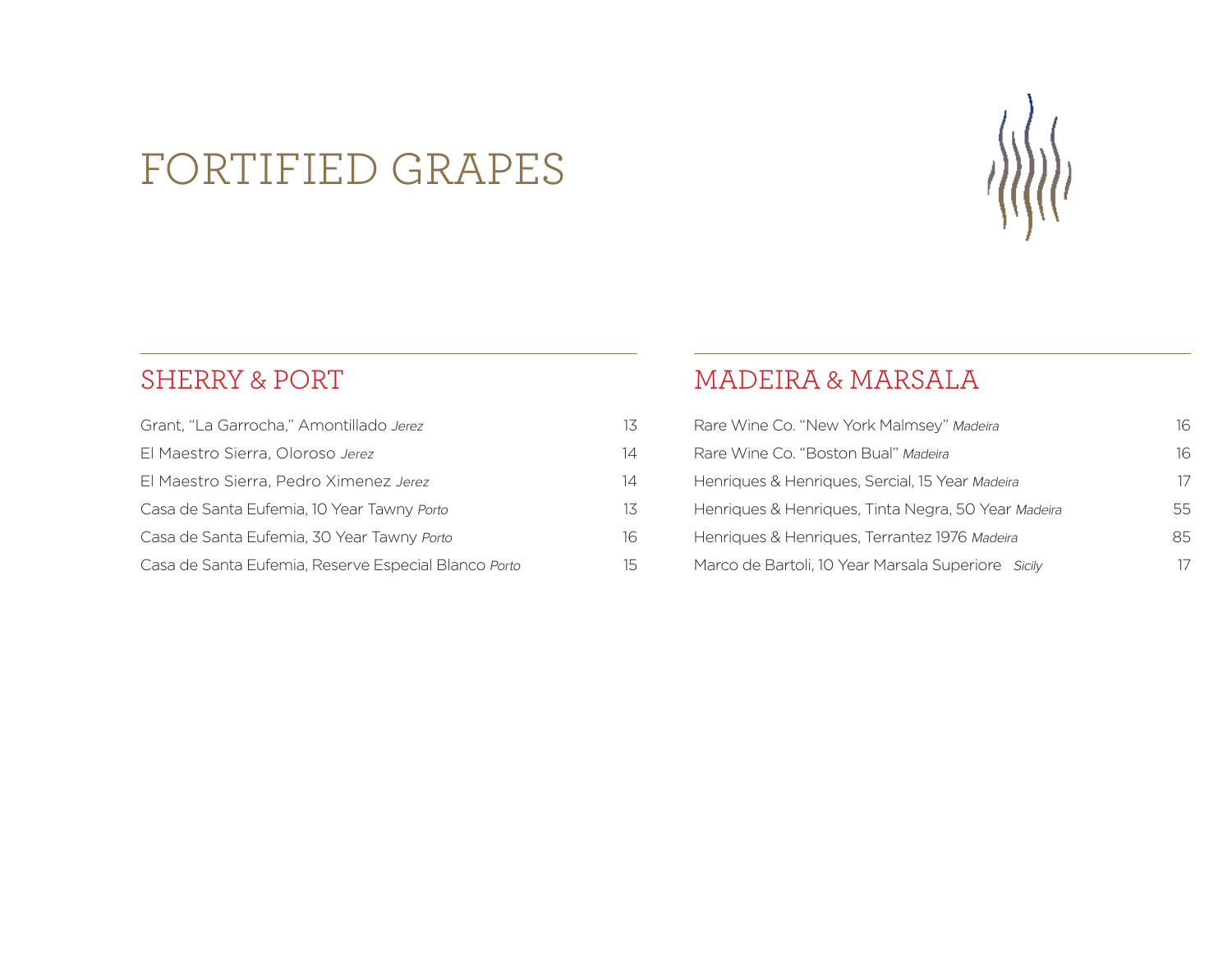# FORTIFIED GRAPES

## SHERRY & PORT

| | |
|---|---|
| Grant, "La Garrocha," Amontillado *Jerez* | 13 |
| El Maestro Sierra, Oloroso *Jerez* | 14 |
| El Maestro Sierra, Pedro Ximenez *Jerez* | 14 |
| Casa de Santa Eufemia, 10 Year Tawny *Porto* | 13 |
| Casa de Santa Eufemia, 30 Year Tawny *Porto* | 16 |
| Casa de Santa Eufemia, Reserve Especial Blanco *Porto* | 15 |

## MADEIRA & MARSALA

| | |
|---|---|
| Rare Wine Co. "New York Malmsey" *Madeira* | 16 |
| Rare Wine Co. "Boston Bual" *Madeira* | 16 |
| Henriques & Henriques, Sercial, 15 Year *Madeira* | 17 |
| Henriques & Henriques, Tinta Negra, 50 Year *Madeira* | 55 |
| Henriques & Henriques, Terrantez 1976 *Madeira* | 85 |
| Marco de Bartoli, 10 Year Marsala Superiore *Sicily* | 17 |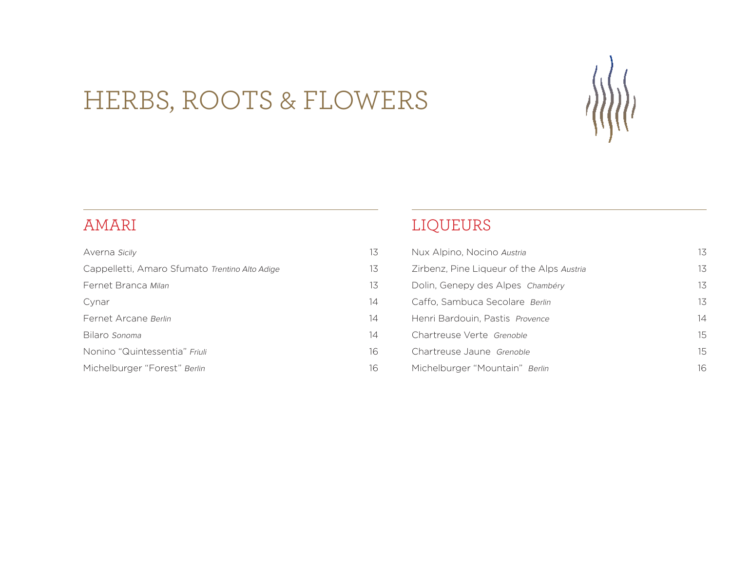# HERBS, ROOTS & FLOWERS

## AMARI

| Item | Price |
|---|---|
| Averna *Sicily* | 13 |
| Cappelletti, Amaro Sfumato *Trentino Alto Adige* | 13 |
| Fernet Branca *Milan* | 13 |
| Cynar | 14 |
| Fernet Arcane *Berlin* | 14 |
| Bilaro *Sonoma* | 14 |
| Nonino "Quintessentia" *Friuli* | 16 |
| Michelburger "Forest" *Berlin* | 16 |

## LIQUEURS

| Item | Price |
|---|---|
| Nux Alpino, Nocino *Austria* | 13 |
| Zirbenz, Pine Liqueur of the Alps *Austria* | 13 |
| Dolin, Genepy des Alpes *Chambéry* | 13 |
| Caffo, Sambuca Secolare *Berlin* | 13 |
| Henri Bardouin, Pastis *Provence* | 14 |
| Chartreuse Verte *Grenoble* | 15 |
| Chartreuse Jaune *Grenoble* | 15 |
| Michelburger "Mountain" *Berlin* | 16 |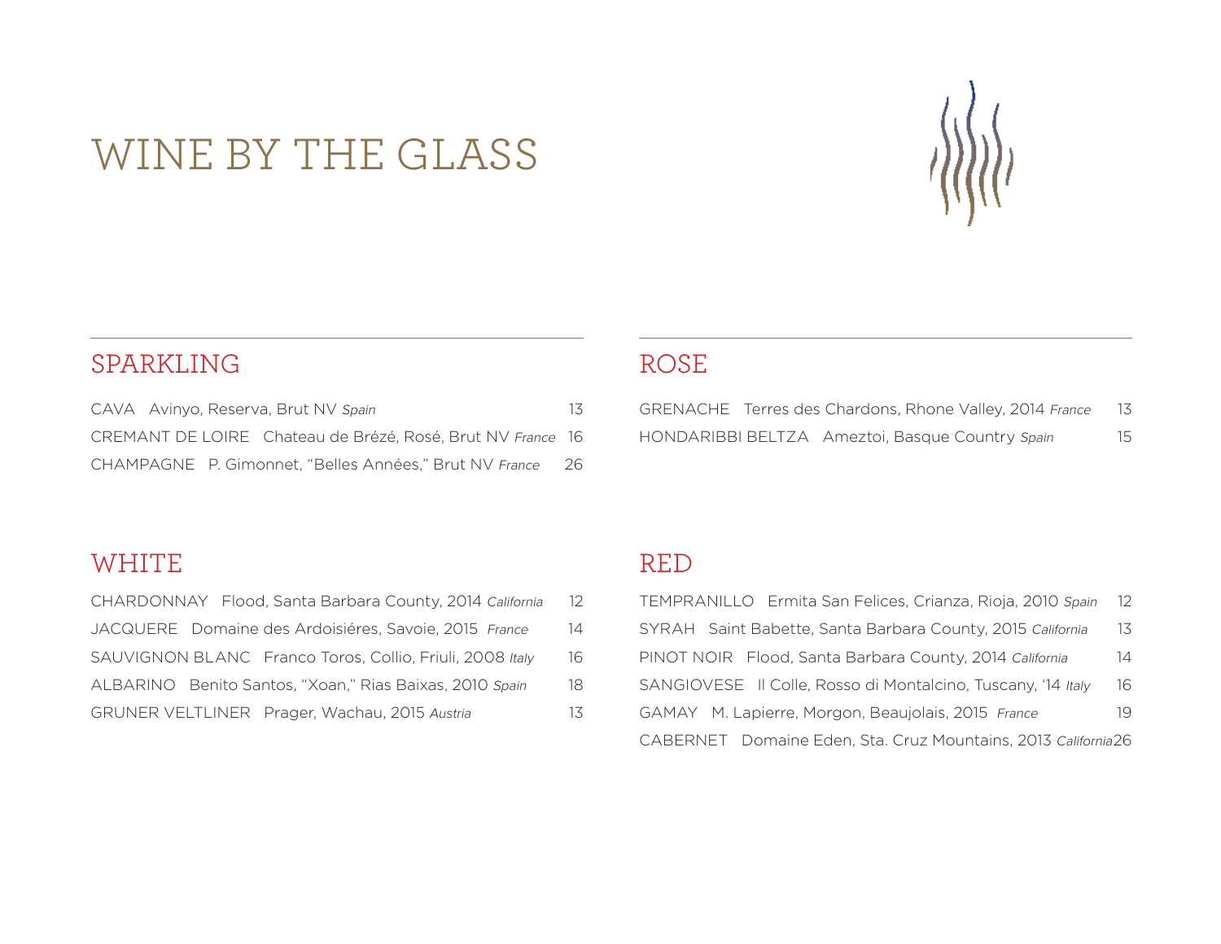# WINE BY THE GLASS

## SPARKLING

CAVA Avinyo, Reserva, Brut NV *Spain* 13

CREMANT DE LOIRE Chateau de Brézé, Rosé, Brut NV *France* 16

CHAMPAGNE P. Gimonnet, "Belles Années," Brut NV *France* 26

## ROSE

GRENACHE Terres des Chardons, Rhone Valley, 2014 *France* 13

HONDARIBBI BELTZA Ameztoi, Basque Country *Spain* 15

## WHITE

CHARDONNAY Flood, Santa Barbara County, 2014 *California* 12

JACQUERE Domaine des Ardoisiéres, Savoie, 2015 *France* 14

SAUVIGNON BLANC Franco Toros, Collio, Friuli, 2008 *Italy* 16

ALBARINO Benito Santos, "Xoan," Rias Baixas, 2010 *Spain* 18

GRUNER VELTLINER Prager, Wachau, 2015 *Austria* 13

## RED

TEMPRANILLO Ermita San Felices, Crianza, Rioja, 2010 *Spain* 12

SYRAH Saint Babette, Santa Barbara County, 2015 *California* 13

PINOT NOIR Flood, Santa Barbara County, 2014 *California* 14

SANGIOVESE Il Colle, Rosso di Montalcino, Tuscany, '14 *Italy* 16

GAMAY M. Lapierre, Morgon, Beaujolais, 2015 *France* 19

CABERNET Domaine Eden, Sta. Cruz Mountains, 2013 *California* 26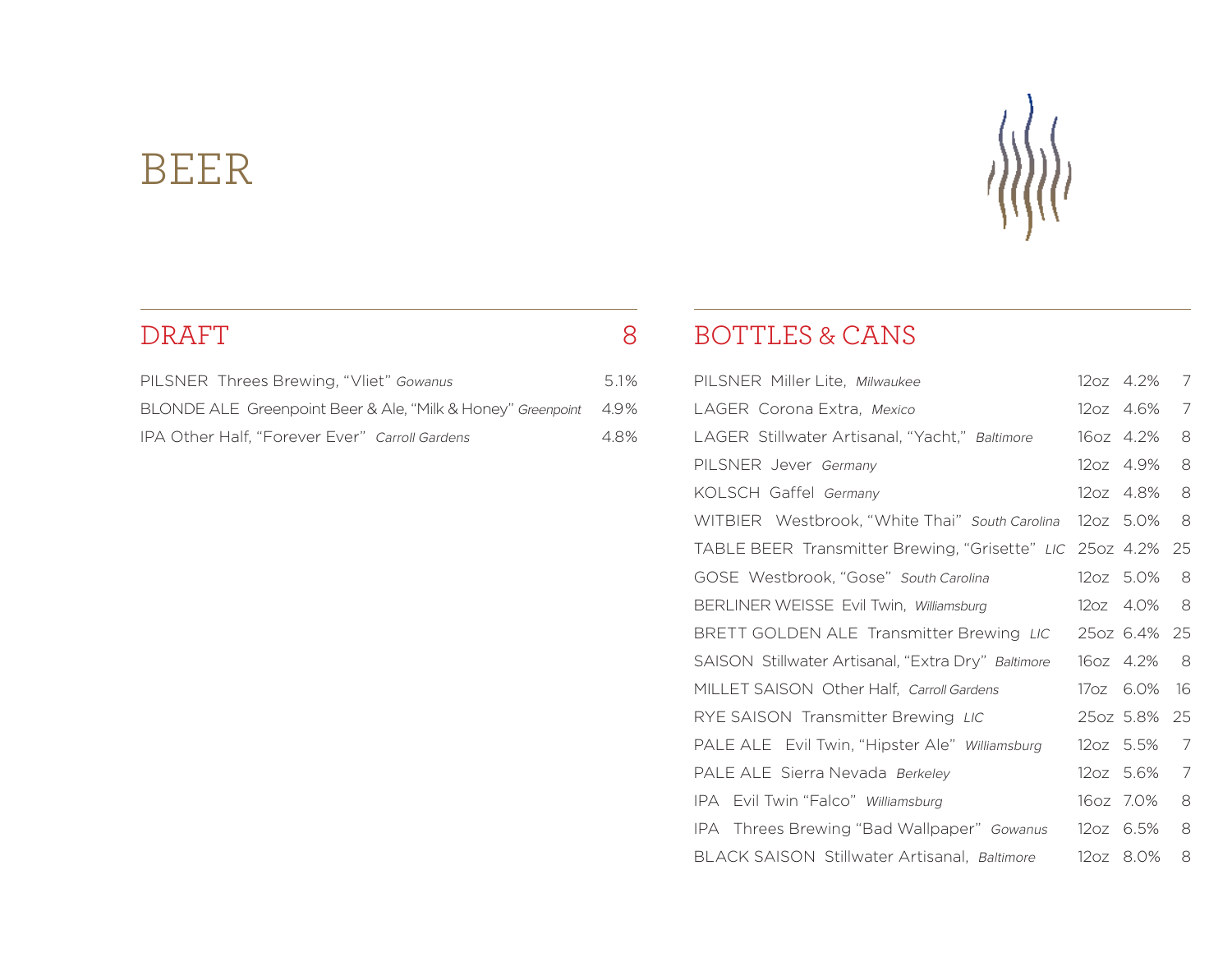# BEER

## DRAFT 8

| | |
|---|---|
| PILSNER Threes Brewing, "Vliet" *Gowanus* | 5.1% |
| BLONDE ALE Greenpoint Beer & Ale, "Milk & Honey" *Greenpoint* | 4.9% |
| IPA Other Half, "Forever Ever" *Carroll Gardens* | 4.8% |

## BOTTLES & CANS

| | | | |
|---|---|---|---|
| PILSNER Miller Lite, *Milwaukee* | 12oz | 4.2% | 7 |
| LAGER Corona Extra, *Mexico* | 12oz | 4.6% | 7 |
| LAGER Stillwater Artisanal, "Yacht," *Baltimore* | 16oz | 4.2% | 8 |
| PILSNER Jever *Germany* | 12oz | 4.9% | 8 |
| KOLSCH Gaffel *Germany* | 12oz | 4.8% | 8 |
| WITBIER Westbrook, "White Thai" *South Carolina* | 12oz | 5.0% | 8 |
| TABLE BEER Transmitter Brewing, "Grisette" *LIC* | 25oz | 4.2% | 25 |
| GOSE Westbrook, "Gose" *South Carolina* | 12oz | 5.0% | 8 |
| BERLINER WEISSE Evil Twin, *Williamsburg* | 12oz | 4.0% | 8 |
| BRETT GOLDEN ALE Transmitter Brewing *LIC* | 25oz | 6.4% | 25 |
| SAISON Stillwater Artisanal, "Extra Dry" *Baltimore* | 16oz | 4.2% | 8 |
| MILLET SAISON Other Half, *Carroll Gardens* | 17oz | 6.0% | 16 |
| RYE SAISON Transmitter Brewing *LIC* | 25oz | 5.8% | 25 |
| PALE ALE Evil Twin, "Hipster Ale" *Williamsburg* | 12oz | 5.5% | 7 |
| PALE ALE Sierra Nevada *Berkeley* | 12oz | 5.6% | 7 |
| IPA Evil Twin "Falco" *Williamsburg* | 16oz | 7.0% | 8 |
| IPA Threes Brewing "Bad Wallpaper" *Gowanus* | 12oz | 6.5% | 8 |
| BLACK SAISON Stillwater Artisanal, *Baltimore* | 12oz | 8.0% | 8 |